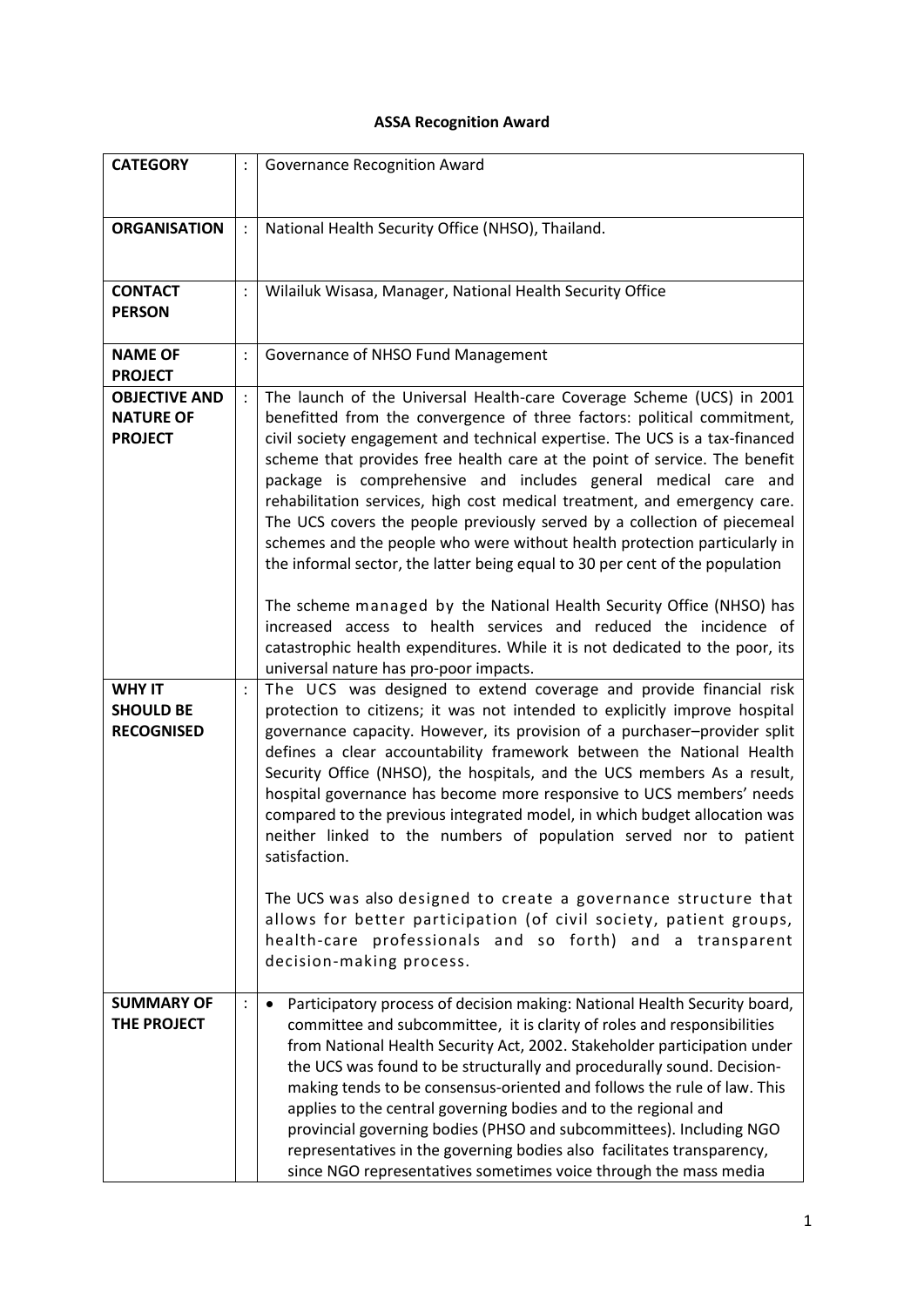# ASSA Recognition Award

| | | |
|---|---|---|
| **CATEGORY** | : | Governance Recognition Award |
| **ORGANISATION** | : | National Health Security Office (NHSO), Thailand. |
| **CONTACT PERSON** | : | Wilailuk Wisasa, Manager, National Health Security Office |
| **NAME OF PROJECT** | : | Governance of NHSO Fund Management |
| **OBJECTIVE AND NATURE OF PROJECT** | : | The launch of the Universal Health-care Coverage Scheme (UCS) in 2001 benefitted from the convergence of three factors: political commitment, civil society engagement and technical expertise. The UCS is a tax-financed scheme that provides free health care at the point of service. The benefit package is comprehensive and includes general medical care and rehabilitation services, high cost medical treatment, and emergency care. The UCS covers the people previously served by a collection of piecemeal schemes and the people who were without health protection particularly in the informal sector, the latter being equal to 30 per cent of the population<br><br>The scheme managed by the National Health Security Office (NHSO) has increased access to health services and reduced the incidence of catastrophic health expenditures. While it is not dedicated to the poor, its universal nature has pro-poor impacts. |
| **WHY IT SHOULD BE RECOGNISED** | : | The UCS was designed to extend coverage and provide financial risk protection to citizens; it was not intended to explicitly improve hospital governance capacity. However, its provision of a purchaser–provider split defines a clear accountability framework between the National Health Security Office (NHSO), the hospitals, and the UCS members As a result, hospital governance has become more responsive to UCS members' needs compared to the previous integrated model, in which budget allocation was neither linked to the numbers of population served nor to patient satisfaction.<br><br>The UCS was also designed to create a governance structure that allows for better participation (of civil society, patient groups, health-care professionals and so forth) and a transparent decision-making process. |
| **SUMMARY OF THE PROJECT** | : | • Participatory process of decision making: National Health Security board, committee and subcommittee, it is clarity of roles and responsibilities from National Health Security Act, 2002. Stakeholder participation under the UCS was found to be structurally and procedurally sound. Decision-making tends to be consensus-oriented and follows the rule of law. This applies to the central governing bodies and to the regional and provincial governing bodies (PHSO and subcommittees). Including NGO representatives in the governing bodies also facilitates transparency, since NGO representatives sometimes voice through the mass media |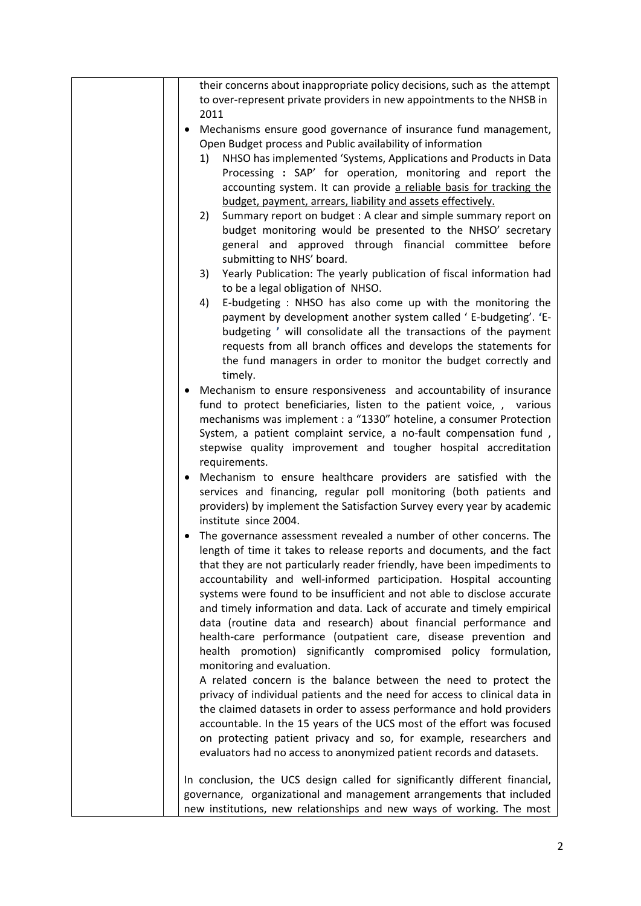their concerns about inappropriate policy decisions, such as the attempt to over-represent private providers in new appointments to the NHSB in 2011

- Mechanisms ensure good governance of insurance fund management, Open Budget process and Public availability of information
  1) NHSO has implemented 'Systems, Applications and Products in Data Processing : SAP' for operation, monitoring and report the accounting system. It can provide <u>a reliable basis for tracking the budget, payment, arrears, liability and assets effectively.</u>
  2) Summary report on budget : A clear and simple summary report on budget monitoring would be presented to the NHSO' secretary general and approved through financial committee before submitting to NHS' board.
  3) Yearly Publication: The yearly publication of fiscal information had to be a legal obligation of NHSO.
  4) E-budgeting : NHSO has also come up with the monitoring the payment by development another system called ' E-budgeting'. 'E-budgeting ' will consolidate all the transactions of the payment requests from all branch offices and develops the statements for the fund managers in order to monitor the budget correctly and timely.
- Mechanism to ensure responsiveness and accountability of insurance fund to protect beneficiaries, listen to the patient voice, , various mechanisms was implement : a "1330" hoteline, a consumer Protection System, a patient complaint service, a no-fault compensation fund , stepwise quality improvement and tougher hospital accreditation requirements.
- Mechanism to ensure healthcare providers are satisfied with the services and financing, regular poll monitoring (both patients and providers) by implement the Satisfaction Survey every year by academic institute since 2004.
- The governance assessment revealed a number of other concerns. The length of time it takes to release reports and documents, and the fact that they are not particularly reader friendly, have been impediments to accountability and well-informed participation. Hospital accounting systems were found to be insufficient and not able to disclose accurate and timely information and data. Lack of accurate and timely empirical data (routine data and research) about financial performance and health-care performance (outpatient care, disease prevention and health promotion) significantly compromised policy formulation, monitoring and evaluation.

  A related concern is the balance between the need to protect the privacy of individual patients and the need for access to clinical data in the claimed datasets in order to assess performance and hold providers accountable. In the 15 years of the UCS most of the effort was focused on protecting patient privacy and so, for example, researchers and evaluators had no access to anonymized patient records and datasets.

In conclusion, the UCS design called for significantly different financial, governance, organizational and management arrangements that included new institutions, new relationships and new ways of working. The most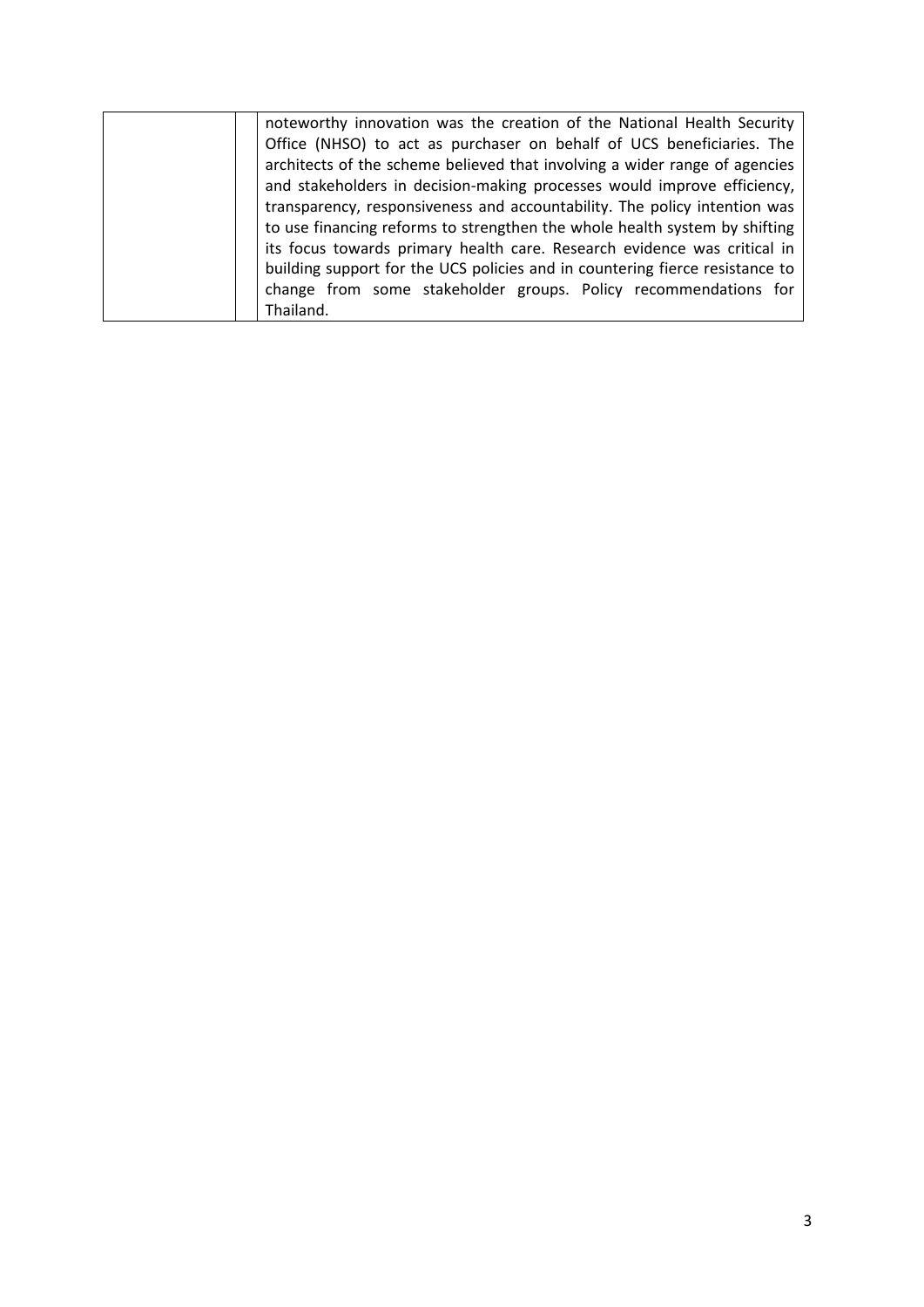| | | |
|---|---|---|
| | | noteworthy innovation was the creation of the National Health Security Office (NHSO) to act as purchaser on behalf of UCS beneficiaries. The architects of the scheme believed that involving a wider range of agencies and stakeholders in decision-making processes would improve efficiency, transparency, responsiveness and accountability. The policy intention was to use financing reforms to strengthen the whole health system by shifting its focus towards primary health care. Research evidence was critical in building support for the UCS policies and in countering fierce resistance to change from some stakeholder groups. Policy recommendations for Thailand. |